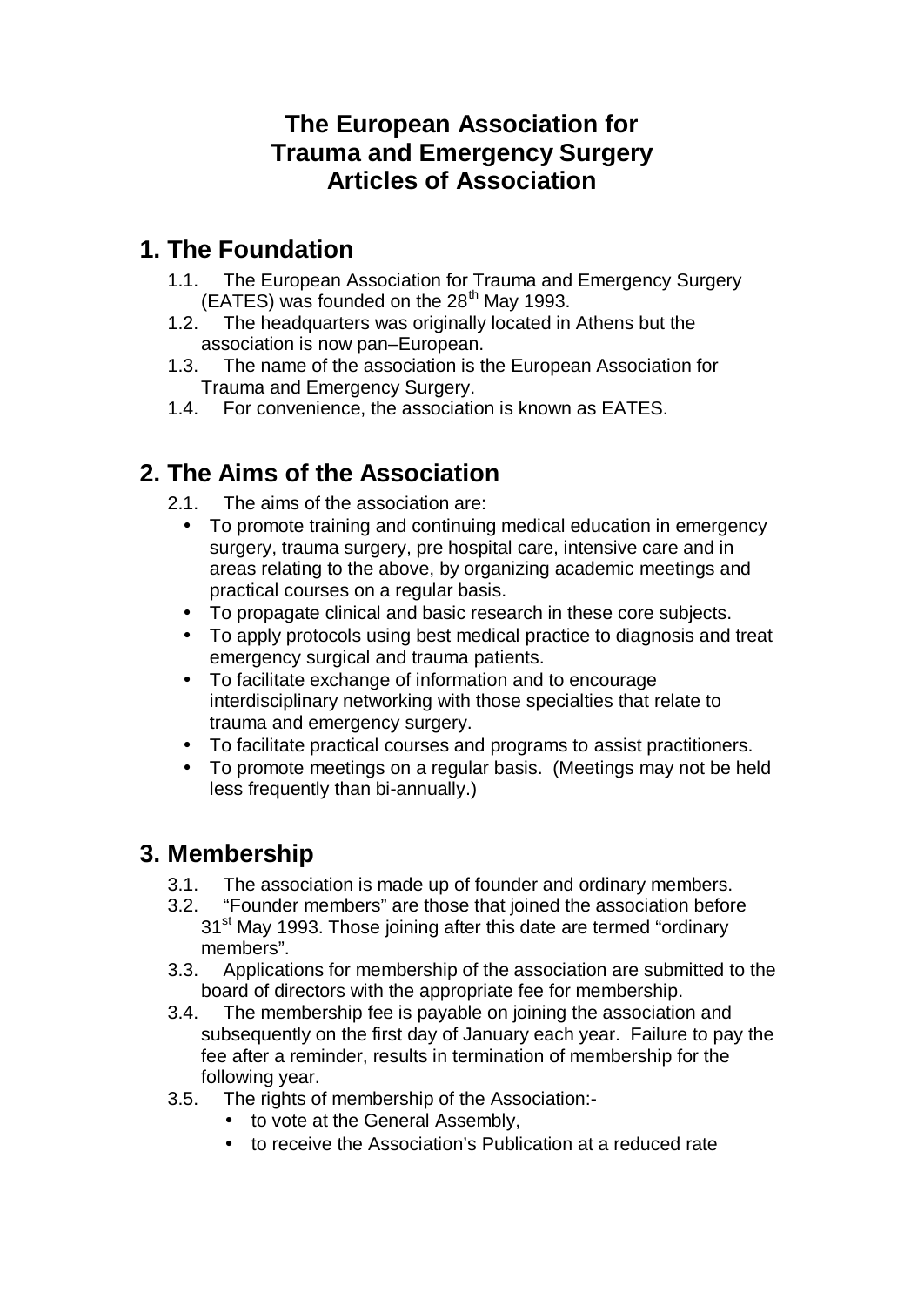# The European Association for Trauma and Emergency Surgery Articles of Association

## 1. The Foundation

1.1. The European Association for Trauma and Emergency Surgery (EATES) was founded on the 28th May 1993.

1.2. The headquarters was originally located in Athens but the association is now pan–European.

1.3. The name of the association is the European Association for Trauma and Emergency Surgery.

1.4. For convenience, the association is known as EATES.

## 2. The Aims of the Association

2.1. The aims of the association are:

- To promote training and continuing medical education in emergency surgery, trauma surgery, pre hospital care, intensive care and in areas relating to the above, by organizing academic meetings and practical courses on a regular basis.
- To propagate clinical and basic research in these core subjects.
- To apply protocols using best medical practice to diagnosis and treat emergency surgical and trauma patients.
- To facilitate exchange of information and to encourage interdisciplinary networking with those specialties that relate to trauma and emergency surgery.
- To facilitate practical courses and programs to assist practitioners.
- To promote meetings on a regular basis. (Meetings may not be held less frequently than bi-annually.)

## 3. Membership

3.1. The association is made up of founder and ordinary members.

3.2. "Founder members" are those that joined the association before 31st May 1993. Those joining after this date are termed "ordinary members".

3.3. Applications for membership of the association are submitted to the board of directors with the appropriate fee for membership.

3.4. The membership fee is payable on joining the association and subsequently on the first day of January each year. Failure to pay the fee after a reminder, results in termination of membership for the following year.

3.5. The rights of membership of the Association:-

- to vote at the General Assembly,
- to receive the Association's Publication at a reduced rate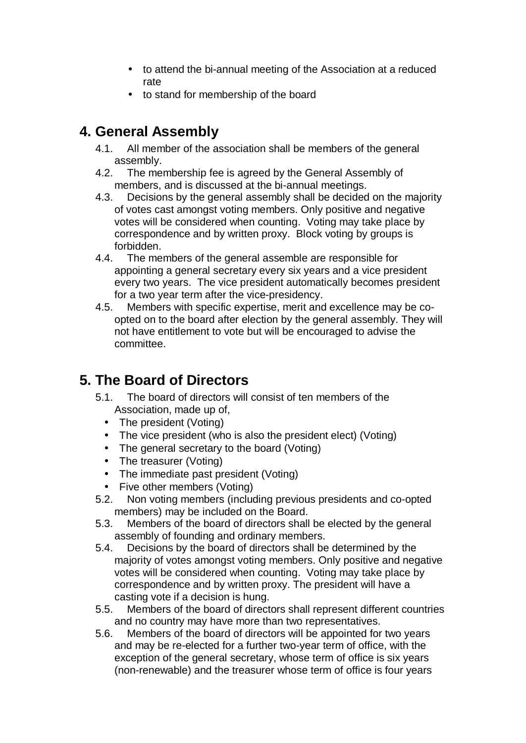- to attend the bi-annual meeting of the Association at a reduced rate
- to stand for membership of the board

## 4. General Assembly

4.1. All member of the association shall be members of the general assembly.

4.2. The membership fee is agreed by the General Assembly of members, and is discussed at the bi-annual meetings.

4.3. Decisions by the general assembly shall be decided on the majority of votes cast amongst voting members. Only positive and negative votes will be considered when counting. Voting may take place by correspondence and by written proxy. Block voting by groups is forbidden.

4.4. The members of the general assemble are responsible for appointing a general secretary every six years and a vice president every two years. The vice president automatically becomes president for a two year term after the vice-presidency.

4.5. Members with specific expertise, merit and excellence may be co-opted on to the board after election by the general assembly. They will not have entitlement to vote but will be encouraged to advise the committee.

## 5. The Board of Directors

5.1. The board of directors will consist of ten members of the Association, made up of,

- The president (Voting)
- The vice president (who is also the president elect) (Voting)
- The general secretary to the board (Voting)
- The treasurer (Voting)
- The immediate past president (Voting)
- Five other members (Voting)

5.2. Non voting members (including previous presidents and co-opted members) may be included on the Board.

5.3. Members of the board of directors shall be elected by the general assembly of founding and ordinary members.

5.4. Decisions by the board of directors shall be determined by the majority of votes amongst voting members. Only positive and negative votes will be considered when counting. Voting may take place by correspondence and by written proxy. The president will have a casting vote if a decision is hung.

5.5. Members of the board of directors shall represent different countries and no country may have more than two representatives.

5.6. Members of the board of directors will be appointed for two years and may be re-elected for a further two-year term of office, with the exception of the general secretary, whose term of office is six years (non-renewable) and the treasurer whose term of office is four years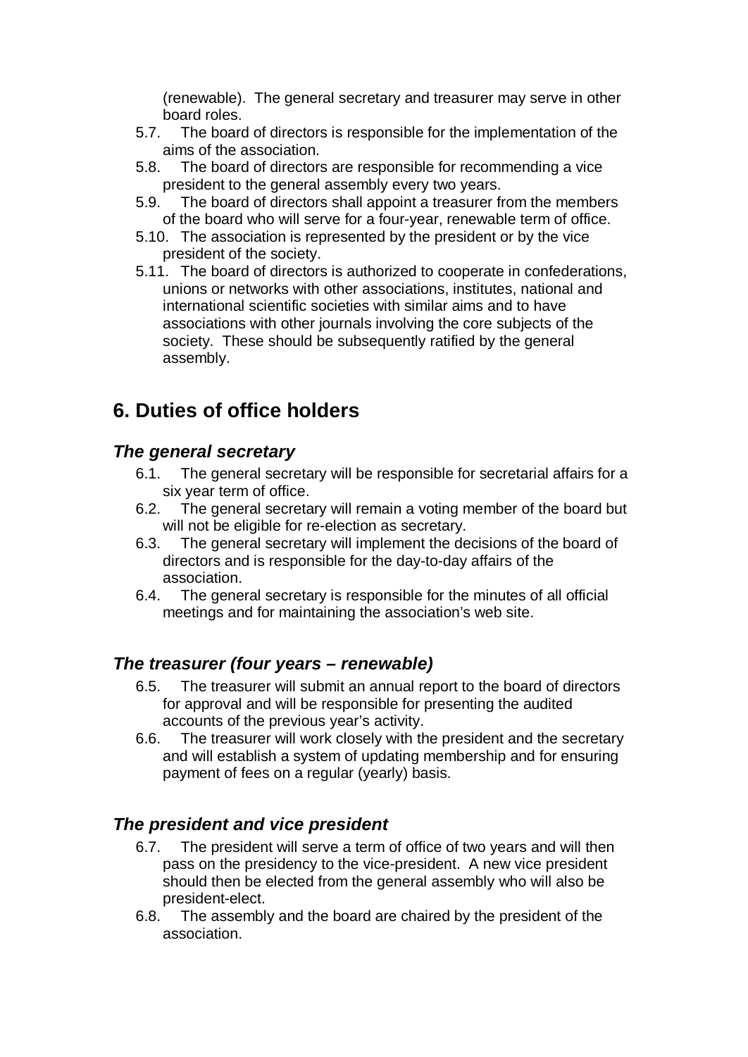(renewable). The general secretary and treasurer may serve in other board roles.

5.7. The board of directors is responsible for the implementation of the aims of the association.

5.8. The board of directors are responsible for recommending a vice president to the general assembly every two years.

5.9. The board of directors shall appoint a treasurer from the members of the board who will serve for a four-year, renewable term of office.

5.10. The association is represented by the president or by the vice president of the society.

5.11. The board of directors is authorized to cooperate in confederations, unions or networks with other associations, institutes, national and international scientific societies with similar aims and to have associations with other journals involving the core subjects of the society. These should be subsequently ratified by the general assembly.

## 6. Duties of office holders

### *The general secretary*

6.1. The general secretary will be responsible for secretarial affairs for a six year term of office.

6.2. The general secretary will remain a voting member of the board but will not be eligible for re-election as secretary.

6.3. The general secretary will implement the decisions of the board of directors and is responsible for the day-to-day affairs of the association.

6.4. The general secretary is responsible for the minutes of all official meetings and for maintaining the association's web site.

### *The treasurer (four years – renewable)*

6.5. The treasurer will submit an annual report to the board of directors for approval and will be responsible for presenting the audited accounts of the previous year's activity.

6.6. The treasurer will work closely with the president and the secretary and will establish a system of updating membership and for ensuring payment of fees on a regular (yearly) basis.

### *The president and vice president*

6.7. The president will serve a term of office of two years and will then pass on the presidency to the vice-president. A new vice president should then be elected from the general assembly who will also be president-elect.

6.8. The assembly and the board are chaired by the president of the association.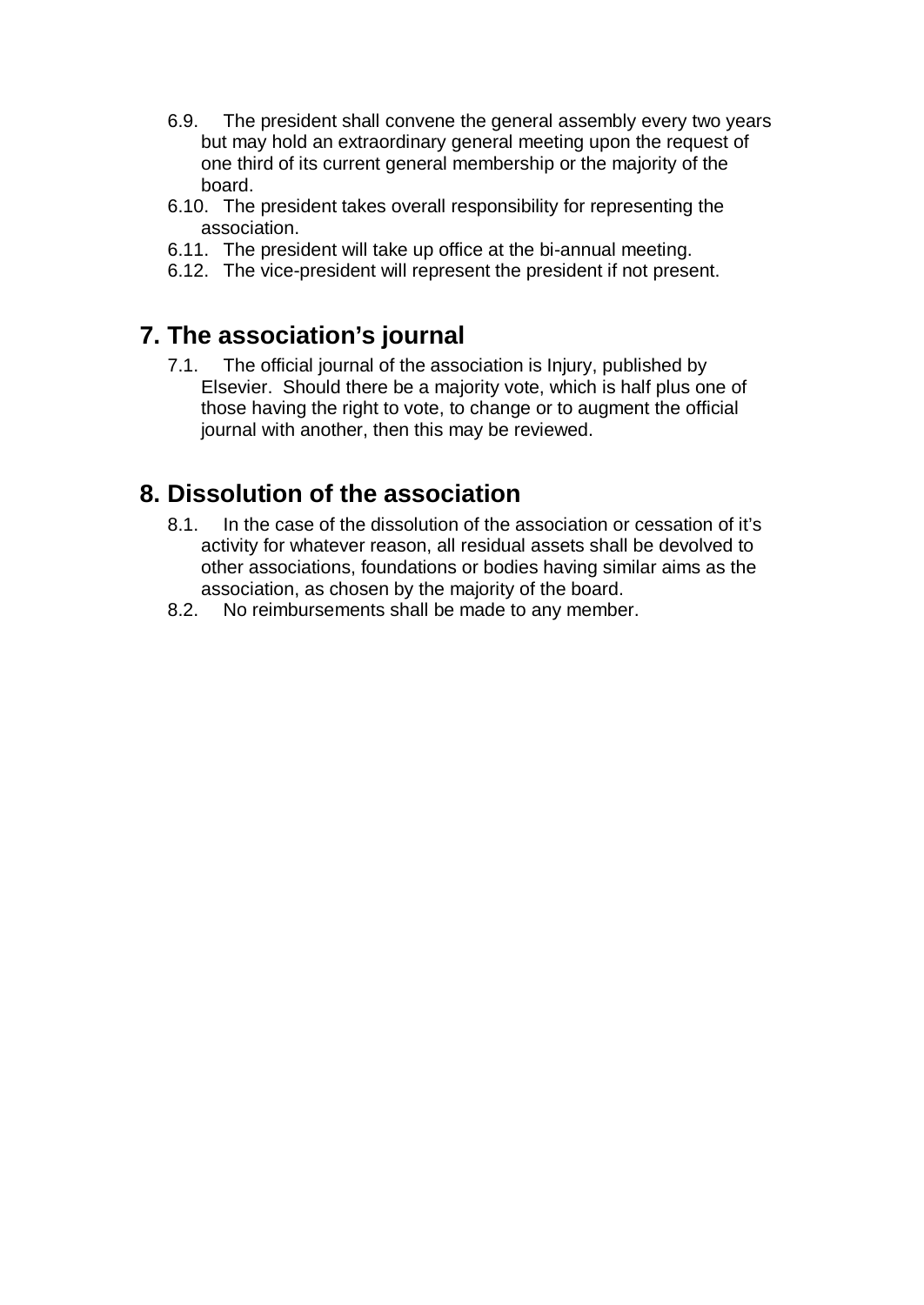6.9. The president shall convene the general assembly every two years but may hold an extraordinary general meeting upon the request of one third of its current general membership or the majority of the board.

6.10. The president takes overall responsibility for representing the association.

6.11. The president will take up office at the bi-annual meeting.

6.12. The vice-president will represent the president if not present.

## 7. The association's journal

7.1. The official journal of the association is Injury, published by Elsevier. Should there be a majority vote, which is half plus one of those having the right to vote, to change or to augment the official journal with another, then this may be reviewed.

## 8. Dissolution of the association

8.1. In the case of the dissolution of the association or cessation of it's activity for whatever reason, all residual assets shall be devolved to other associations, foundations or bodies having similar aims as the association, as chosen by the majority of the board.

8.2. No reimbursements shall be made to any member.